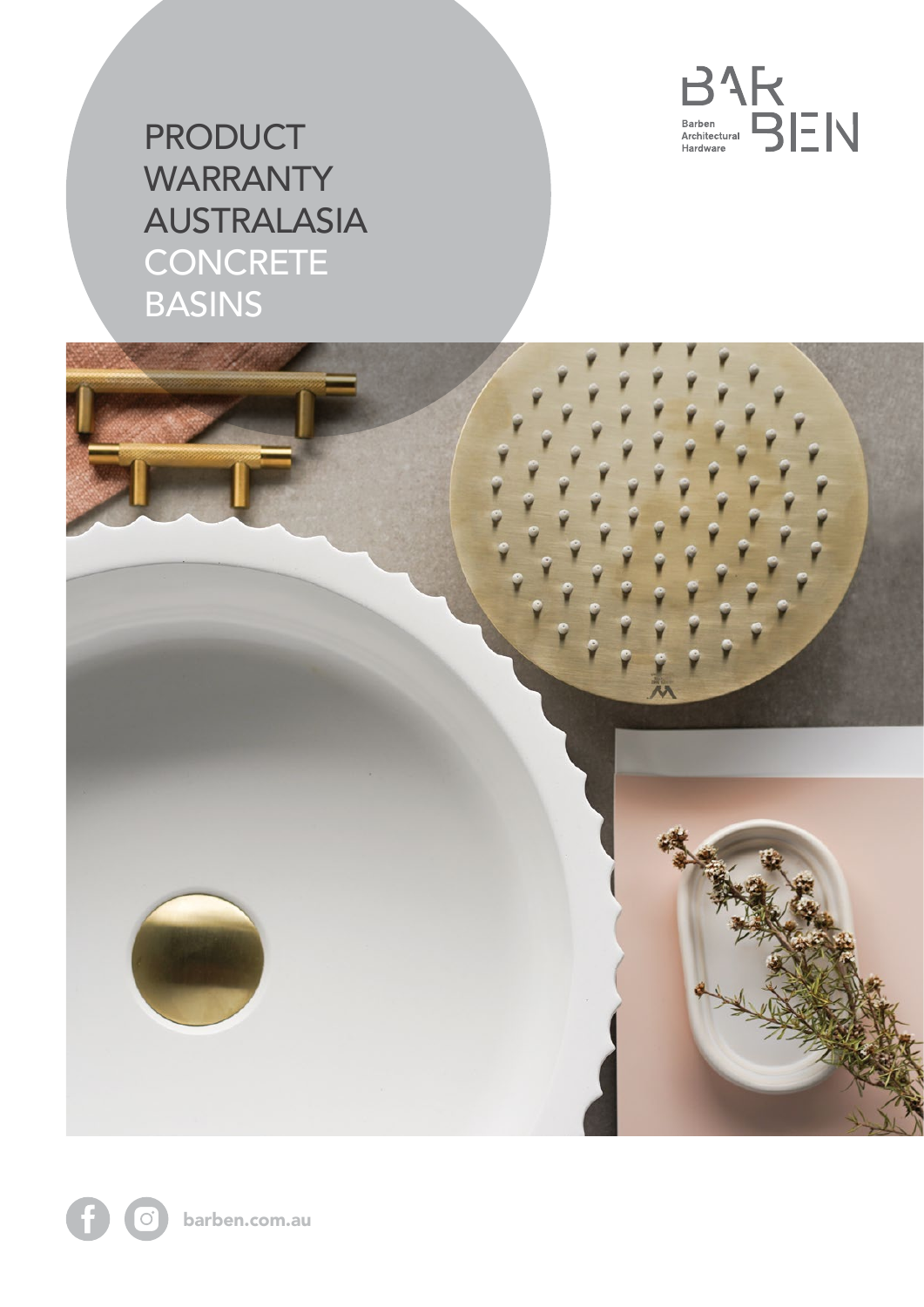# PRODUCT WARRANTY AUSTRALASIA CONCRETE BASINS

BAR BEN

Barben Architectural Hardware

barben.com.au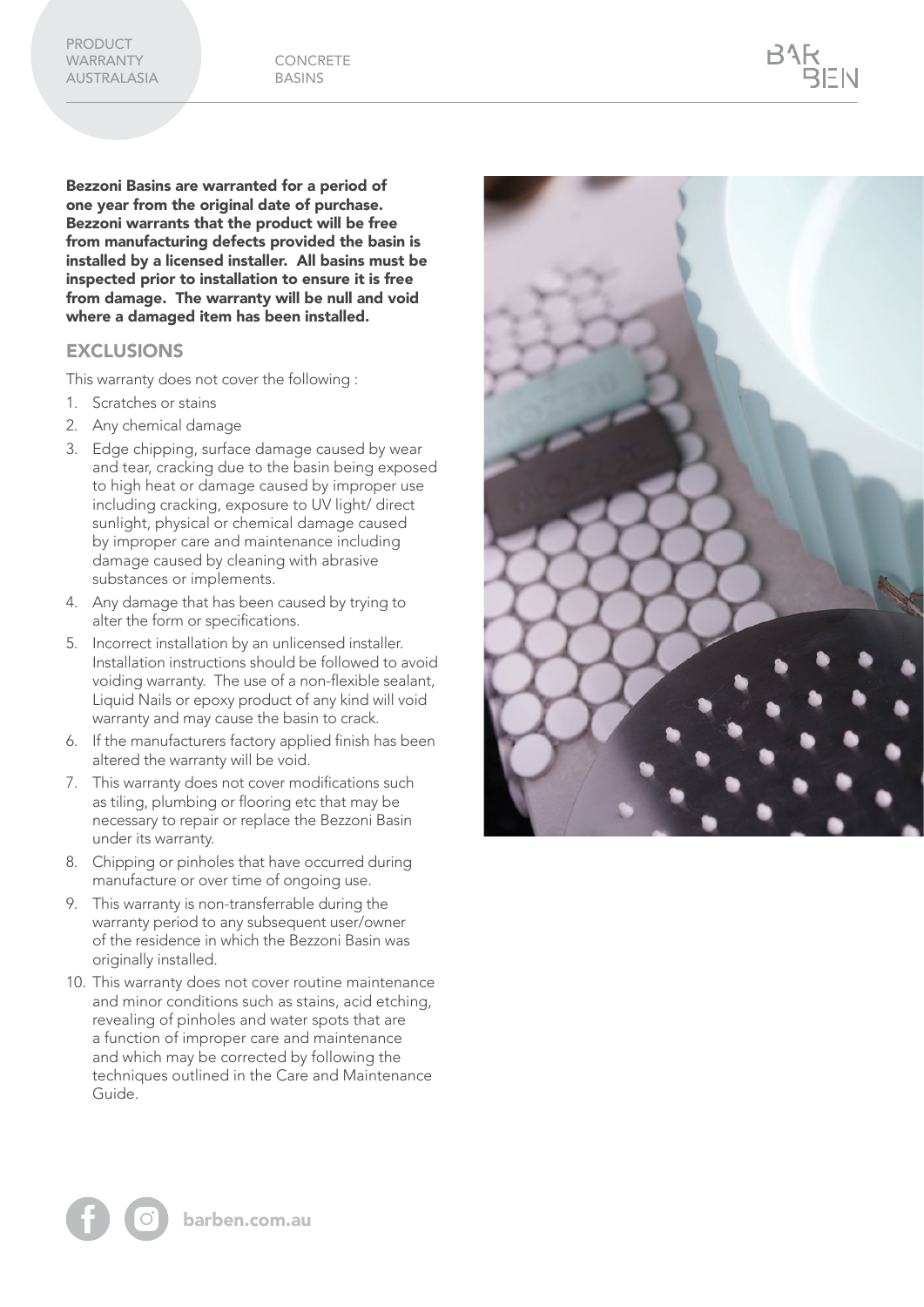**Bezzoni Basins are warranted for a period of one year from the original date of purchase. Bezzoni warrants that the product will be free from manufacturing defects provided the basin is installed by a licensed installer. All basins must be inspected prior to installation to ensure it is free from damage. The warranty will be null and void where a damaged item has been installed.**

## EXCLUSIONS

This warranty does not cover the following :

1. Scratches or stains
2. Any chemical damage
3. Edge chipping, surface damage caused by wear and tear, cracking due to the basin being exposed to high heat or damage caused by improper use including cracking, exposure to UV light/ direct sunlight, physical or chemical damage caused by improper care and maintenance including damage caused by cleaning with abrasive substances or implements.
4. Any damage that has been caused by trying to alter the form or specifications.
5. Incorrect installation by an unlicensed installer. Installation instructions should be followed to avoid voiding warranty. The use of a non-flexible sealant, Liquid Nails or epoxy product of any kind will void warranty and may cause the basin to crack.
6. If the manufacturers factory applied finish has been altered the warranty will be void.
7. This warranty does not cover modifications such as tiling, plumbing or flooring etc that may be necessary to repair or replace the Bezzoni Basin under its warranty.
8. Chipping or pinholes that have occurred during manufacture or over time of ongoing use.
9. This warranty is non-transferrable during the warranty period to any subsequent user/owner of the residence in which the Bezzoni Basin was originally installed.
10. This warranty does not cover routine maintenance and minor conditions such as stains, acid etching, revealing of pinholes and water spots that are a function of improper care and maintenance and which may be corrected by following the techniques outlined in the Care and Maintenance Guide.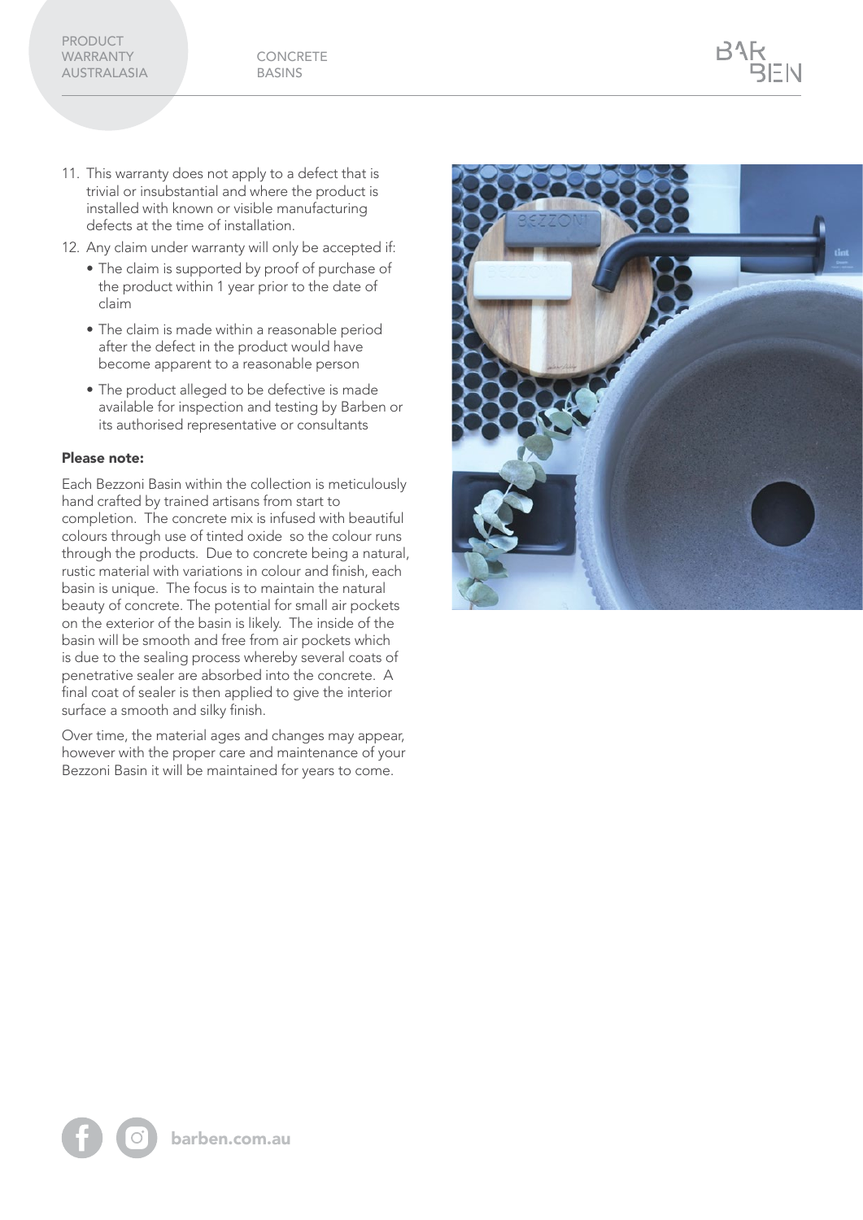11. This warranty does not apply to a defect that is trivial or insubstantial and where the product is installed with known or visible manufacturing defects at the time of installation.
12. Any claim under warranty will only be accepted if:
    - The claim is supported by proof of purchase of the product within 1 year prior to the date of claim
    - The claim is made within a reasonable period after the defect in the product would have become apparent to a reasonable person
    - The product alleged to be defective is made available for inspection and testing by Barben or its authorised representative or consultants

**Please note:**

Each Bezzoni Basin within the collection is meticulously hand crafted by trained artisans from start to completion. The concrete mix is infused with beautiful colours through use of tinted oxide so the colour runs through the products. Due to concrete being a natural, rustic material with variations in colour and finish, each basin is unique. The focus is to maintain the natural beauty of concrete. The potential for small air pockets on the exterior of the basin is likely. The inside of the basin will be smooth and free from air pockets which is due to the sealing process whereby several coats of penetrative sealer are absorbed into the concrete. A final coat of sealer is then applied to give the interior surface a smooth and silky finish.

Over time, the material ages and changes may appear, however with the proper care and maintenance of your Bezzoni Basin it will be maintained for years to come.